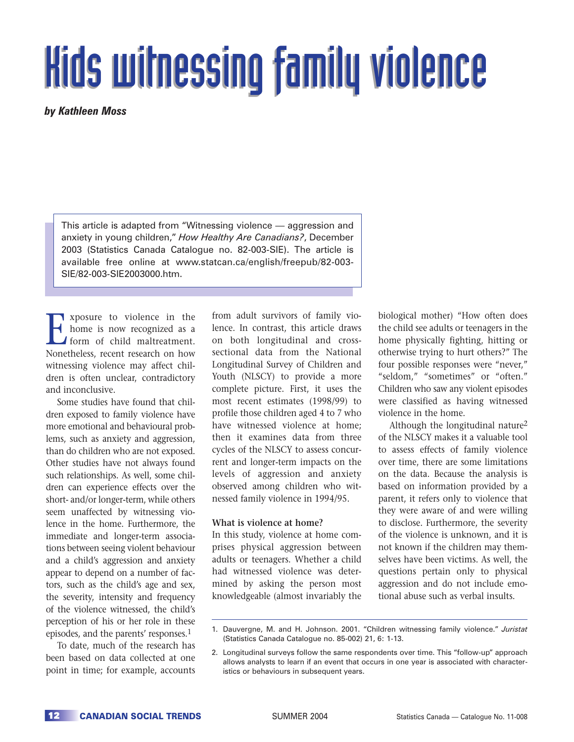# Kids witnessing family violence

***by Kathleen Moss***

This article is adapted from "Witnessing violence — aggression and anxiety in young children," *How Healthy Are Canadians?*, December 2003 (Statistics Canada Catalogue no. 82-003-SIE). The article is available free online at www.statcan.ca/english/freepub/82-003-SIE/82-003-SIE2003000.htm.

Exposure to violence in the home is now recognized as a form of child maltreatment. Nonetheless, recent research on how witnessing violence may affect children is often unclear, contradictory and inconclusive.

Some studies have found that children exposed to family violence have more emotional and behavioural problems, such as anxiety and aggression, than do children who are not exposed. Other studies have not always found such relationships. As well, some children can experience effects over the short- and/or longer-term, while others seem unaffected by witnessing violence in the home. Furthermore, the immediate and longer-term associations between seeing violent behaviour and a child's aggression and anxiety appear to depend on a number of factors, such as the child's age and sex, the severity, intensity and frequency of the violence witnessed, the child's perception of his or her role in these episodes, and the parents' responses.[1]

To date, much of the research has been based on data collected at one point in time; for example, accounts from adult survivors of family violence. In contrast, this article draws on both longitudinal and cross-sectional data from the National Longitudinal Survey of Children and Youth (NLSCY) to provide a more complete picture. First, it uses the most recent estimates (1998/99) to profile those children aged 4 to 7 who have witnessed violence at home; then it examines data from three cycles of the NLSCY to assess concurrent and longer-term impacts on the levels of aggression and anxiety observed among children who witnessed family violence in 1994/95.

**What is violence at home?**

In this study, violence at home comprises physical aggression between adults or teenagers. Whether a child had witnessed violence was determined by asking the person most knowledgeable (almost invariably the biological mother) "How often does the child see adults or teenagers in the home physically fighting, hitting or otherwise trying to hurt others?" The four possible responses were "never," "seldom," "sometimes" or "often." Children who saw any violent episodes were classified as having witnessed violence in the home.

Although the longitudinal nature[2] of the NLSCY makes it a valuable tool to assess effects of family violence over time, there are some limitations on the data. Because the analysis is based on information provided by a parent, it refers only to violence that they were aware of and were willing to disclose. Furthermore, the severity of the violence is unknown, and it is not known if the children may themselves have been victims. As well, the questions pertain only to physical aggression and do not include emotional abuse such as verbal insults.

---

1. Dauvergne, M. and H. Johnson. 2001. "Children witnessing family violence." *Juristat* (Statistics Canada Catalogue no. 85-002) 21, 6: 1-13.
2. Longitudinal surveys follow the same respondents over time. This "follow-up" approach allows analysts to learn if an event that occurs in one year is associated with characteristics or behaviours in subsequent years.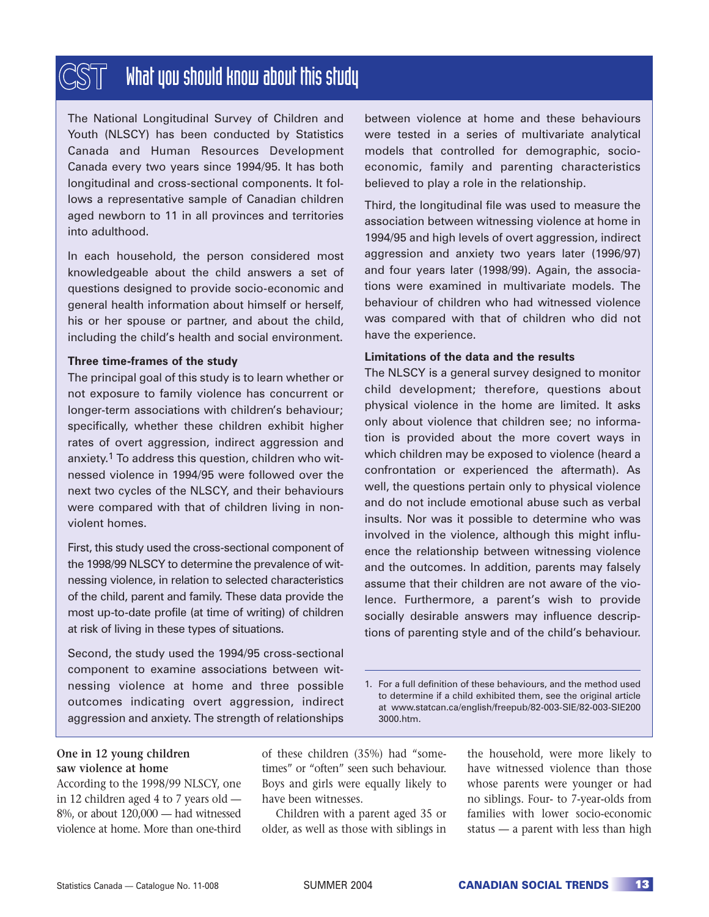## What you should know about this study

The National Longitudinal Survey of Children and Youth (NLSCY) has been conducted by Statistics Canada and Human Resources Development Canada every two years since 1994/95. It has both longitudinal and cross-sectional components. It follows a representative sample of Canadian children aged newborn to 11 in all provinces and territories into adulthood.

In each household, the person considered most knowledgeable about the child answers a set of questions designed to provide socio-economic and general health information about himself or herself, his or her spouse or partner, and about the child, including the child's health and social environment.

**Three time-frames of the study**

The principal goal of this study is to learn whether or not exposure to family violence has concurrent or longer-term associations with children's behaviour; specifically, whether these children exhibit higher rates of overt aggression, indirect aggression and anxiety.[1] To address this question, children who witnessed violence in 1994/95 were followed over the next two cycles of the NLSCY, and their behaviours were compared with that of children living in non-violent homes.

First, this study used the cross-sectional component of the 1998/99 NLSCY to determine the prevalence of witnessing violence, in relation to selected characteristics of the child, parent and family. These data provide the most up-to-date profile (at time of writing) of children at risk of living in these types of situations.

Second, the study used the 1994/95 cross-sectional component to examine associations between witnessing violence at home and three possible outcomes indicating overt aggression, indirect aggression and anxiety. The strength of relationships between violence at home and these behaviours were tested in a series of multivariate analytical models that controlled for demographic, socio-economic, family and parenting characteristics believed to play a role in the relationship.

Third, the longitudinal file was used to measure the association between witnessing violence at home in 1994/95 and high levels of overt aggression, indirect aggression and anxiety two years later (1996/97) and four years later (1998/99). Again, the associations were examined in multivariate models. The behaviour of children who had witnessed violence was compared with that of children who did not have the experience.

**Limitations of the data and the results**

The NLSCY is a general survey designed to monitor child development; therefore, questions about physical violence in the home are limited. It asks only about violence that children see; no information is provided about the more covert ways in which children may be exposed to violence (heard a confrontation or experienced the aftermath). As well, the questions pertain only to physical violence and do not include emotional abuse such as verbal insults. Nor was it possible to determine who was involved in the violence, although this might influence the relationship between witnessing violence and the outcomes. In addition, parents may falsely assume that their children are not aware of the violence. Furthermore, a parent's wish to provide socially desirable answers may influence descriptions of parenting style and of the child's behaviour.

1. For a full definition of these behaviours, and the method used to determine if a child exhibited them, see the original article at www.statcan.ca/english/freepub/82-003-SIE/82-003-SIE2003000.htm.

### One in 12 young children saw violence at home

According to the 1998/99 NLSCY, one in 12 children aged 4 to 7 years old — 8%, or about 120,000 — had witnessed violence at home. More than one-third of these children (35%) had "sometimes" or "often" seen such behaviour. Boys and girls were equally likely to have been witnesses.

Children with a parent aged 35 or older, as well as those with siblings in the household, were more likely to have witnessed violence than those whose parents were younger or had no siblings. Four- to 7-year-olds from families with lower socio-economic status — a parent with less than high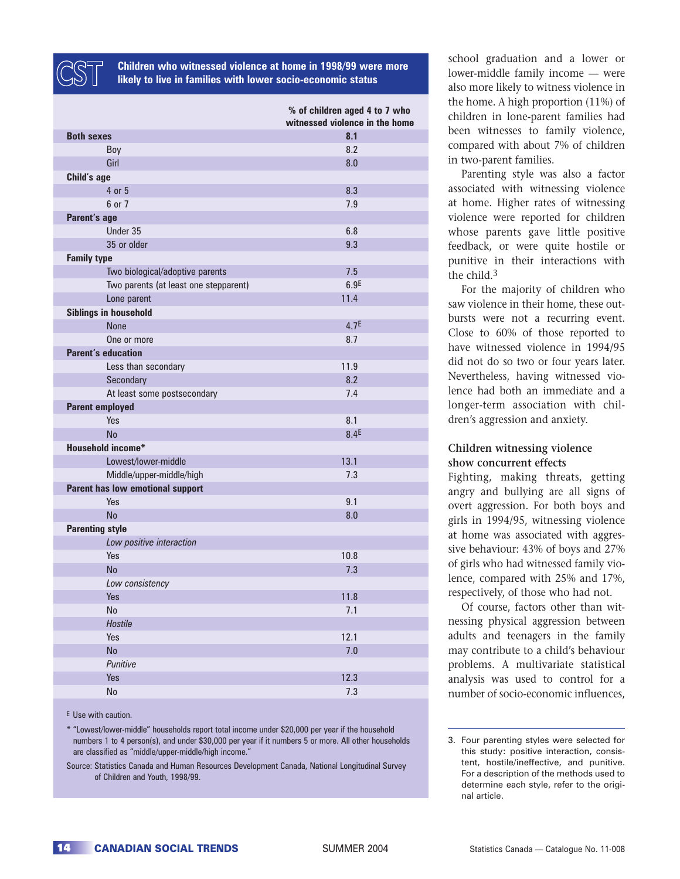**CST** **Children who witnessed violence at home in 1998/99 were more likely to live in families with lower socio-economic status**

| | % of children aged 4 to 7 who witnessed violence in the home |
|---|---|
| **Both sexes** | **8.1** |
| Boy | 8.2 |
| Girl | 8.0 |
| **Child's age** | |
| 4 or 5 | 8.3 |
| 6 or 7 | 7.9 |
| **Parent's age** | |
| Under 35 | 6.8 |
| 35 or older | 9.3 |
| **Family type** | |
| Two biological/adoptive parents | 7.5 |
| Two parents (at least one stepparent) | 6.9E |
| Lone parent | 11.4 |
| **Siblings in household** | |
| None | 4.7E |
| One or more | 8.7 |
| **Parent's education** | |
| Less than secondary | 11.9 |
| Secondary | 8.2 |
| At least some postsecondary | 7.4 |
| **Parent employed** | |
| Yes | 8.1 |
| No | 8.4E |
| **Household income*** | |
| Lowest/lower-middle | 13.1 |
| Middle/upper-middle/high | 7.3 |
| **Parent has low emotional support** | |
| Yes | 9.1 |
| No | 8.0 |
| **Parenting style** | |
| *Low positive interaction* | |
| Yes | 10.8 |
| No | 7.3 |
| *Low consistency* | |
| Yes | 11.8 |
| No | 7.1 |
| *Hostile* | |
| Yes | 12.1 |
| No | 7.0 |
| *Punitive* | |
| Yes | 12.3 |
| No | 7.3 |

E Use with caution.

* "Lowest/lower-middle" households report total income under $20,000 per year if the household numbers 1 to 4 person(s), and under $30,000 per year if it numbers 5 or more. All other households are classified as "middle/upper-middle/high income."

Source: Statistics Canada and Human Resources Development Canada, National Longitudinal Survey of Children and Youth, 1998/99.

school graduation and a lower or lower-middle family income — were also more likely to witness violence in the home. A high proportion (11%) of children in lone-parent families had been witnesses to family violence, compared with about 7% of children in two-parent families.

Parenting style was also a factor associated with witnessing violence at home. Higher rates of witnessing violence were reported for children whose parents gave little positive feedback, or were quite hostile or punitive in their interactions with the child.[3]

For the majority of children who saw violence in their home, these outbursts were not a recurring event. Close to 60% of those reported to have witnessed violence in 1994/95 did not do so two or four years later. Nevertheless, having witnessed violence had both an immediate and a longer-term association with children's aggression and anxiety.

## Children witnessing violence show concurrent effects

Fighting, making threats, getting angry and bullying are all signs of overt aggression. For both boys and girls in 1994/95, witnessing violence at home was associated with aggressive behaviour: 43% of boys and 27% of girls who had witnessed family violence, compared with 25% and 17%, respectively, of those who had not.

Of course, factors other than witnessing physical aggression between adults and teenagers in the family may contribute to a child's behaviour problems. A multivariate statistical analysis was used to control for a number of socio-economic influences,

3. Four parenting styles were selected for this study: positive interaction, consistent, hostile/ineffective, and punitive. For a description of the methods used to determine each style, refer to the original article.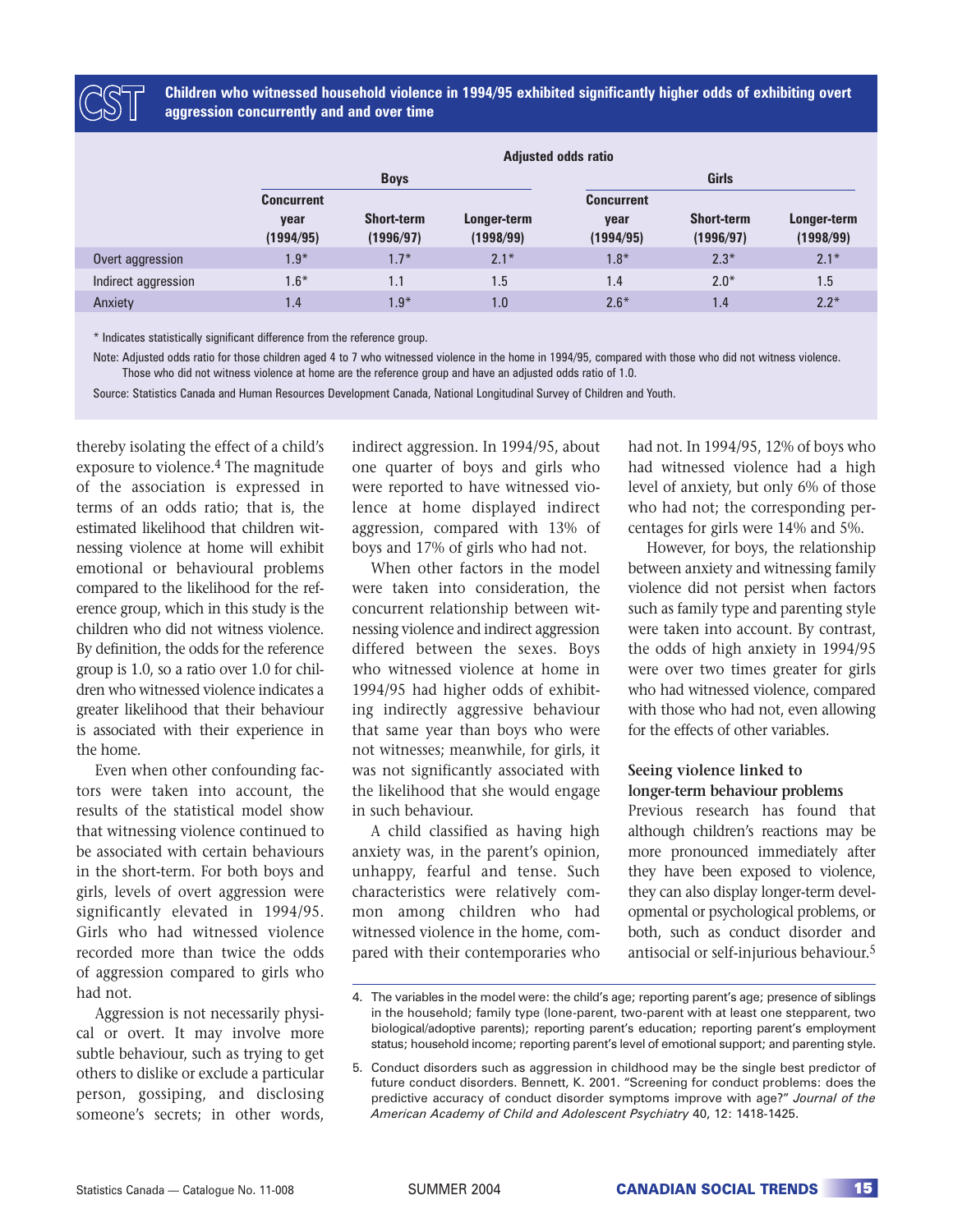**Children who witnessed household violence in 1994/95 exhibited significantly higher odds of exhibiting overt aggression concurrently and and over time**

| | Adjusted odds ratio | | | | | |
|---|---|---|---|---|---|---|
| | Boys | | | Girls | | |
| | Concurrent year (1994/95) | Short-term (1996/97) | Longer-term (1998/99) | Concurrent year (1994/95) | Short-term (1996/97) | Longer-term (1998/99) |
| Overt aggression | 1.9* | 1.7* | 2.1* | 1.8* | 2.3* | 2.1* |
| Indirect aggression | 1.6* | 1.1 | 1.5 | 1.4 | 2.0* | 1.5 |
| Anxiety | 1.4 | 1.9* | 1.0 | 2.6* | 1.4 | 2.2* |

\* Indicates statistically significant difference from the reference group.

Note: Adjusted odds ratio for those children aged 4 to 7 who witnessed violence in the home in 1994/95, compared with those who did not witness violence. Those who did not witness violence at home are the reference group and have an adjusted odds ratio of 1.0.

Source: Statistics Canada and Human Resources Development Canada, National Longitudinal Survey of Children and Youth.

thereby isolating the effect of a child's exposure to violence.[4] The magnitude of the association is expressed in terms of an odds ratio; that is, the estimated likelihood that children witnessing violence at home will exhibit emotional or behavioural problems compared to the likelihood for the reference group, which in this study is the children who did not witness violence. By definition, the odds for the reference group is 1.0, so a ratio over 1.0 for children who witnessed violence indicates a greater likelihood that their behaviour is associated with their experience in the home.

Even when other confounding factors were taken into account, the results of the statistical model show that witnessing violence continued to be associated with certain behaviours in the short-term. For both boys and girls, levels of overt aggression were significantly elevated in 1994/95. Girls who had witnessed violence recorded more than twice the odds of aggression compared to girls who had not.

Aggression is not necessarily physical or overt. It may involve more subtle behaviour, such as trying to get others to dislike or exclude a particular person, gossiping, and disclosing someone's secrets; in other words, indirect aggression. In 1994/95, about one quarter of boys and girls who were reported to have witnessed violence at home displayed indirect aggression, compared with 13% of boys and 17% of girls who had not.

When other factors in the model were taken into consideration, the concurrent relationship between witnessing violence and indirect aggression differed between the sexes. Boys who witnessed violence at home in 1994/95 had higher odds of exhibiting indirectly aggressive behaviour that same year than boys who were not witnesses; meanwhile, for girls, it was not significantly associated with the likelihood that she would engage in such behaviour.

A child classified as having high anxiety was, in the parent's opinion, unhappy, fearful and tense. Such characteristics were relatively common among children who had witnessed violence in the home, compared with their contemporaries who had not. In 1994/95, 12% of boys who had witnessed violence had a high level of anxiety, but only 6% of those who had not; the corresponding percentages for girls were 14% and 5%.

However, for boys, the relationship between anxiety and witnessing family violence did not persist when factors such as family type and parenting style were taken into account. By contrast, the odds of high anxiety in 1994/95 were over two times greater for girls who had witnessed violence, compared with those who had not, even allowing for the effects of other variables.

### Seeing violence linked to longer-term behaviour problems

Previous research has found that although children's reactions may be more pronounced immediately after they have been exposed to violence, they can also display longer-term developmental or psychological problems, or both, such as conduct disorder and antisocial or self-injurious behaviour.[5]

4. The variables in the model were: the child's age; reporting parent's age; presence of siblings in the household; family type (lone-parent, two-parent with at least one stepparent, two biological/adoptive parents); reporting parent's education; reporting parent's employment status; household income; reporting parent's level of emotional support; and parenting style.

5. Conduct disorders such as aggression in childhood may be the single best predictor of future conduct disorders. Bennett, K. 2001. "Screening for conduct problems: does the predictive accuracy of conduct disorder symptoms improve with age?" *Journal of the American Academy of Child and Adolescent Psychiatry* 40, 12: 1418-1425.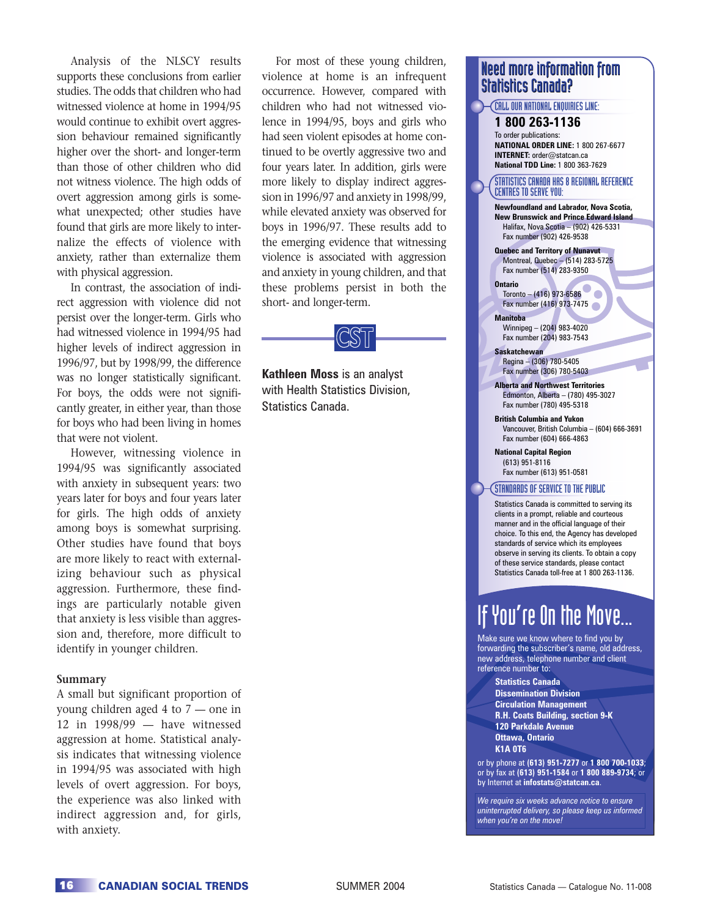Analysis of the NLSCY results supports these conclusions from earlier studies. The odds that children who had witnessed violence at home in 1994/95 would continue to exhibit overt aggression behaviour remained significantly higher over the short- and longer-term than those of other children who did not witness violence. The high odds of overt aggression among girls is somewhat unexpected; other studies have found that girls are more likely to internalize the effects of violence with anxiety, rather than externalize them with physical aggression.

In contrast, the association of indirect aggression with violence did not persist over the longer-term. Girls who had witnessed violence in 1994/95 had higher levels of indirect aggression in 1996/97, but by 1998/99, the difference was no longer statistically significant. For boys, the odds were not significantly greater, in either year, than those for boys who had been living in homes that were not violent.

However, witnessing violence in 1994/95 was significantly associated with anxiety in subsequent years: two years later for boys and four years later for girls. The high odds of anxiety among boys is somewhat surprising. Other studies have found that boys are more likely to react with externalizing behaviour such as physical aggression. Furthermore, these findings are particularly notable given that anxiety is less visible than aggression and, therefore, more difficult to identify in younger children.

### Summary

A small but significant proportion of young children aged 4 to 7 — one in 12 in 1998/99 — have witnessed aggression at home. Statistical analysis indicates that witnessing violence in 1994/95 was associated with high levels of overt aggression. For boys, the experience was also linked with indirect aggression and, for girls, with anxiety.

For most of these young children, violence at home is an infrequent occurrence. However, compared with children who had not witnessed violence in 1994/95, boys and girls who had seen violent episodes at home continued to be overtly aggressive two and four years later. In addition, girls were more likely to display indirect aggression in 1996/97 and anxiety in 1998/99, while elevated anxiety was observed for boys in 1996/97. These results add to the emerging evidence that witnessing violence is associated with aggression and anxiety in young children, and that these problems persist in both the short- and longer-term.

CST

**Kathleen Moss** is an analyst with Health Statistics Division, Statistics Canada.

## Need more information from Statistics Canada?

CALL OUR NATIONAL ENQUIRIES LINE:

**1 800 263-1136**

To order publications:
**NATIONAL ORDER LINE:** 1 800 267-6677
**INTERNET:** order@statcan.ca
**National TDD Line:** 1 800 363-7629

STATISTICS CANADA HAS 8 REGIONAL REFERENCE CENTRES TO SERVE YOU:

**Newfoundland and Labrador, Nova Scotia, New Brunswick and Prince Edward Island**
Halifax, Nova Scotia – (902) 426-5331
Fax number (902) 426-9538

**Quebec and Territory of Nunavut**
Montreal, Quebec – (514) 283-5725
Fax number (514) 283-9350

**Ontario**
Toronto – (416) 973-6586
Fax number (416) 973-7475

**Manitoba**
Winnipeg – (204) 983-4020
Fax number (204) 983-7543

**Saskatchewan**
Regina – (306) 780-5405
Fax number (306) 780-5403

**Alberta and Northwest Territories**
Edmonton, Alberta – (780) 495-3027
Fax number (780) 495-5318

**British Columbia and Yukon**
Vancouver, British Columbia – (604) 666-3691
Fax number (604) 666-4863

**National Capital Region**
(613) 951-8116
Fax number (613) 951-0581

STANDARDS OF SERVICE TO THE PUBLIC

Statistics Canada is committed to serving its clients in a prompt, reliable and courteous manner and in the official language of their choice. To this end, the Agency has developed standards of service which its employees observe in serving its clients. To obtain a copy of these service standards, please contact Statistics Canada toll-free at 1 800 263-1136.

## If You're On the Move...

Make sure we know where to find you by forwarding the subscriber's name, old address, new address, telephone number and client reference number to:

**Statistics Canada**
**Dissemination Division**
**Circulation Management**
**R.H. Coats Building, section 9-K**
**120 Parkdale Avenue**
**Ottawa, Ontario**
**K1A 0T6**

or by phone at **(613) 951-7277** or **1 800 700-1033**; or by fax at **(613) 951-1584** or **1 800 889-9734**; or by Internet at **infostats@statcan.ca**.

*We require six weeks advance notice to ensure uninterrupted delivery, so please keep us informed when you're on the move!*